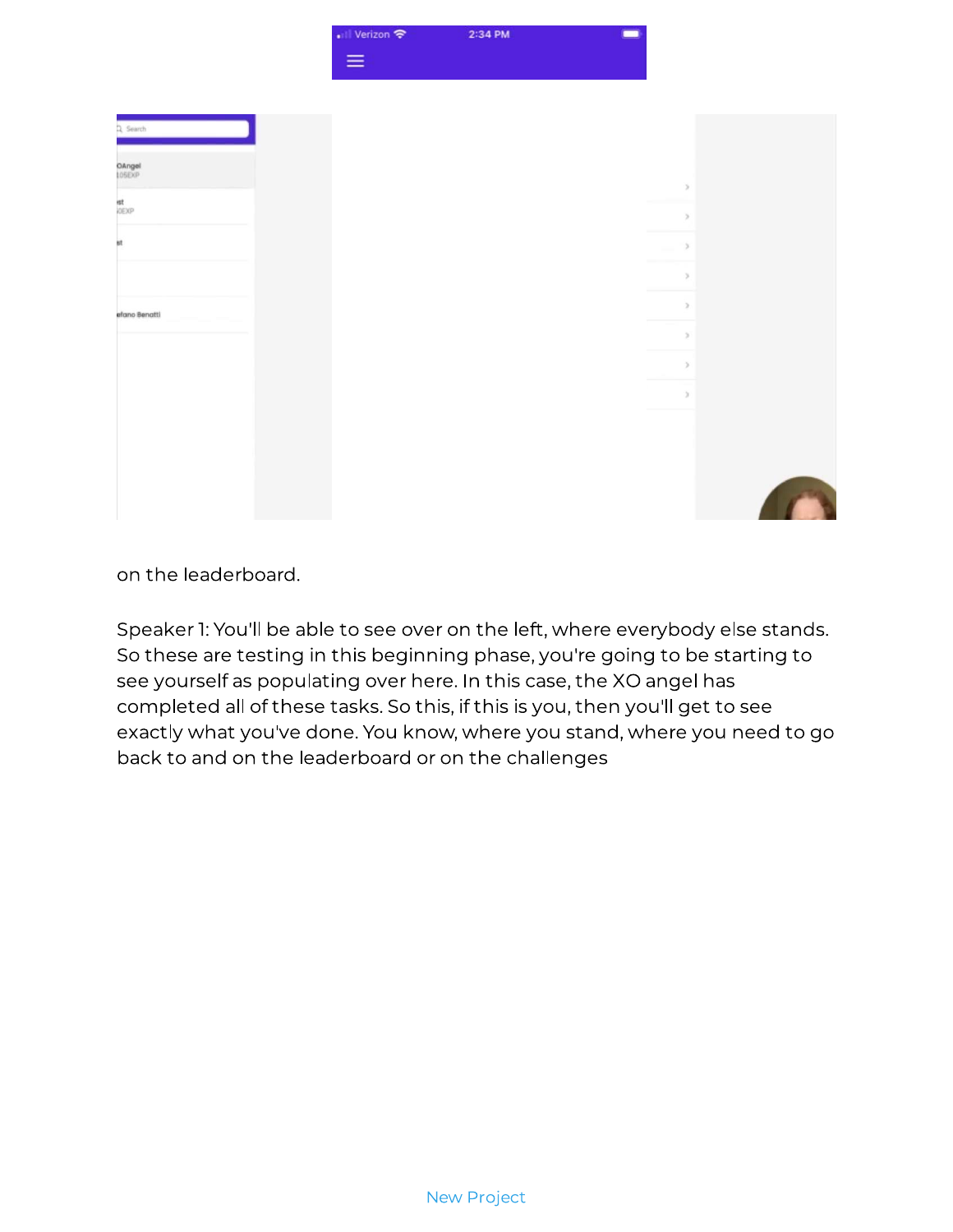on the leaderboard.

Speaker 1: You'll be able to see over on the left, where everybody else stands. So these are testing in this beginning phase, you're going to be starting to see yourself as populating over here. In this case, the XO angel has completed all of these tasks. So this, if this is you, then you'll get to see exactly what you've done. You know, where you stand, where you need to go back to and on the leaderboard or on the challenges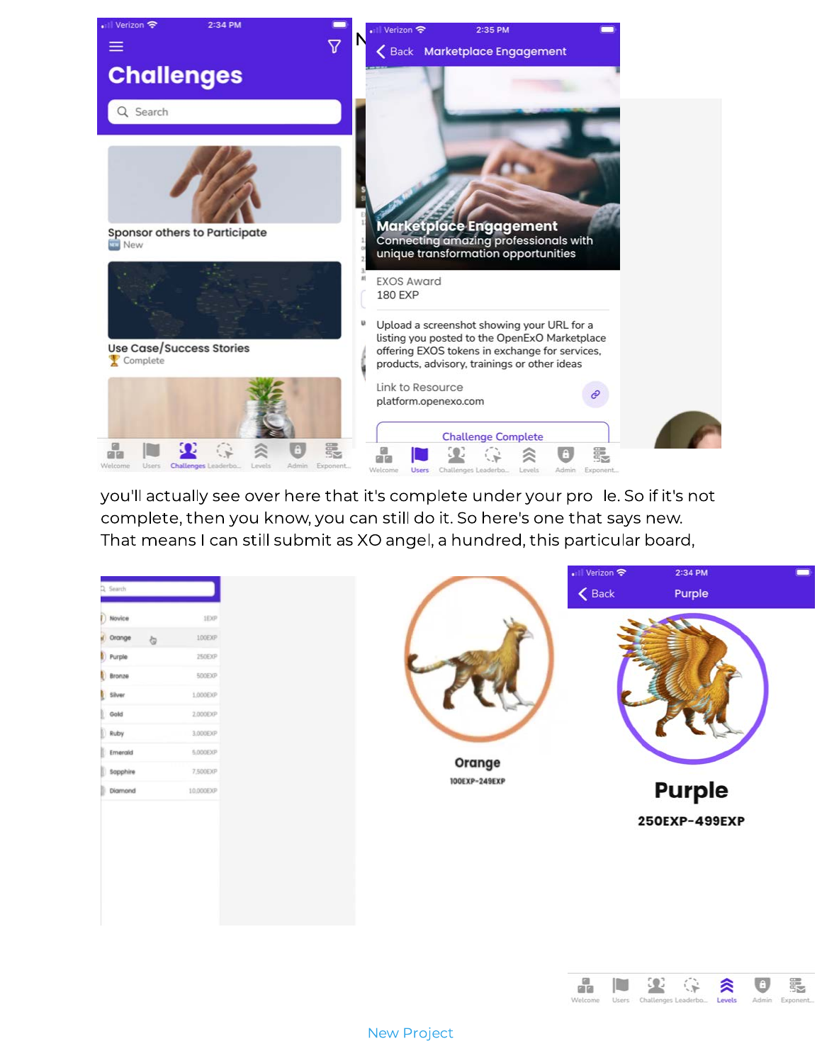you'll actually see over here that it's complete under your pro  le. So if it's not complete, then you know, you can still do it. So here's one that says new. That means I can still submit as XO angel, a hundred, this particular board,

New Project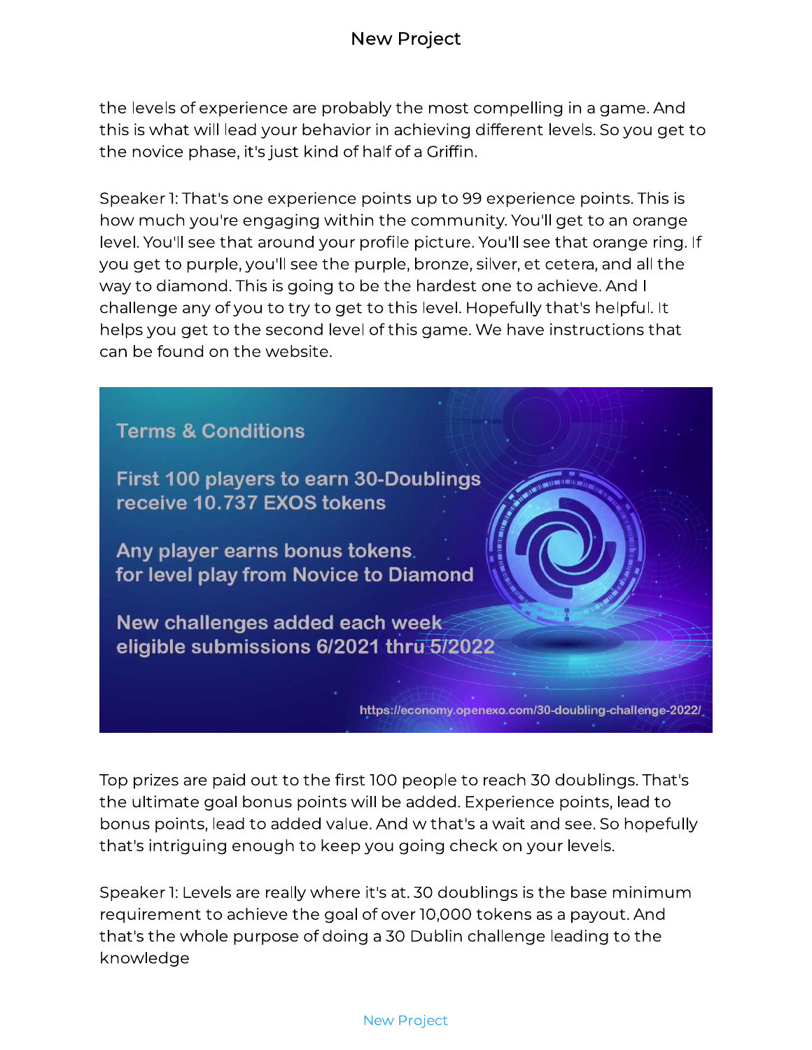the levels of experience are probably the most compelling in a game. And this is what will lead your behavior in achieving different levels. So you get to the novice phase, it's just kind of half of a Griffin.

Speaker 1: That's one experience points up to 99 experience points. This is how much you're engaging within the community. You'll get to an orange level. You'll see that around your profile picture. You'll see that orange ring. If you get to purple, you'll see the purple, bronze, silver, et cetera, and all the way to diamond. This is going to be the hardest one to achieve. And I challenge any of you to try to get to this level. Hopefully that's helpful. It helps you get to the second level of this game. We have instructions that can be found on the website.

**Terms & Conditions**

**First 100 players to earn 30-Doublings receive 10.737 EXOS tokens**

**Any player earns bonus tokens for level play from Novice to Diamond**

**New challenges added each week eligible submissions 6/2021 thru 5/2022**

https://economy.openexo.com/30-doubling-challenge-2022/

Top prizes are paid out to the first 100 people to reach 30 doublings. That's the ultimate goal bonus points will be added. Experience points, lead to bonus points, lead to added value. And w that's a wait and see. So hopefully that's intriguing enough to keep you going check on your levels.

Speaker 1: Levels are really where it's at. 30 doublings is the base minimum requirement to achieve the goal of over 10,000 tokens as a payout. And that's the whole purpose of doing a 30 Dublin challenge leading to the knowledge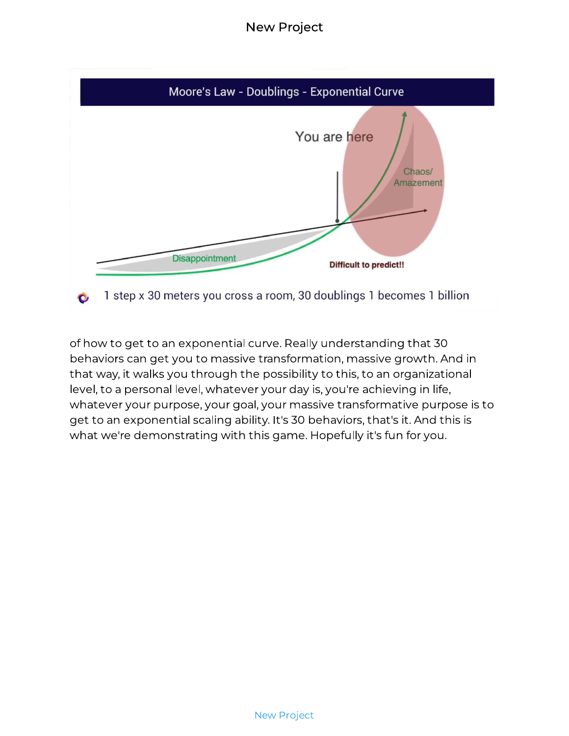Moore's Law - Doublings - Exponential Curve

1 step x 30 meters you cross a room, 30 doublings 1 becomes 1 billion

of how to get to an exponential curve. Really understanding that 30 behaviors can get you to massive transformation, massive growth. And in that way, it walks you through the possibility to this, to an organizational level, to a personal level, whatever your day is, you're achieving in life, whatever your purpose, your goal, your massive transformative purpose is to get to an exponential scaling ability. It's 30 behaviors, that's it. And this is what we're demonstrating with this game. Hopefully it's fun for you.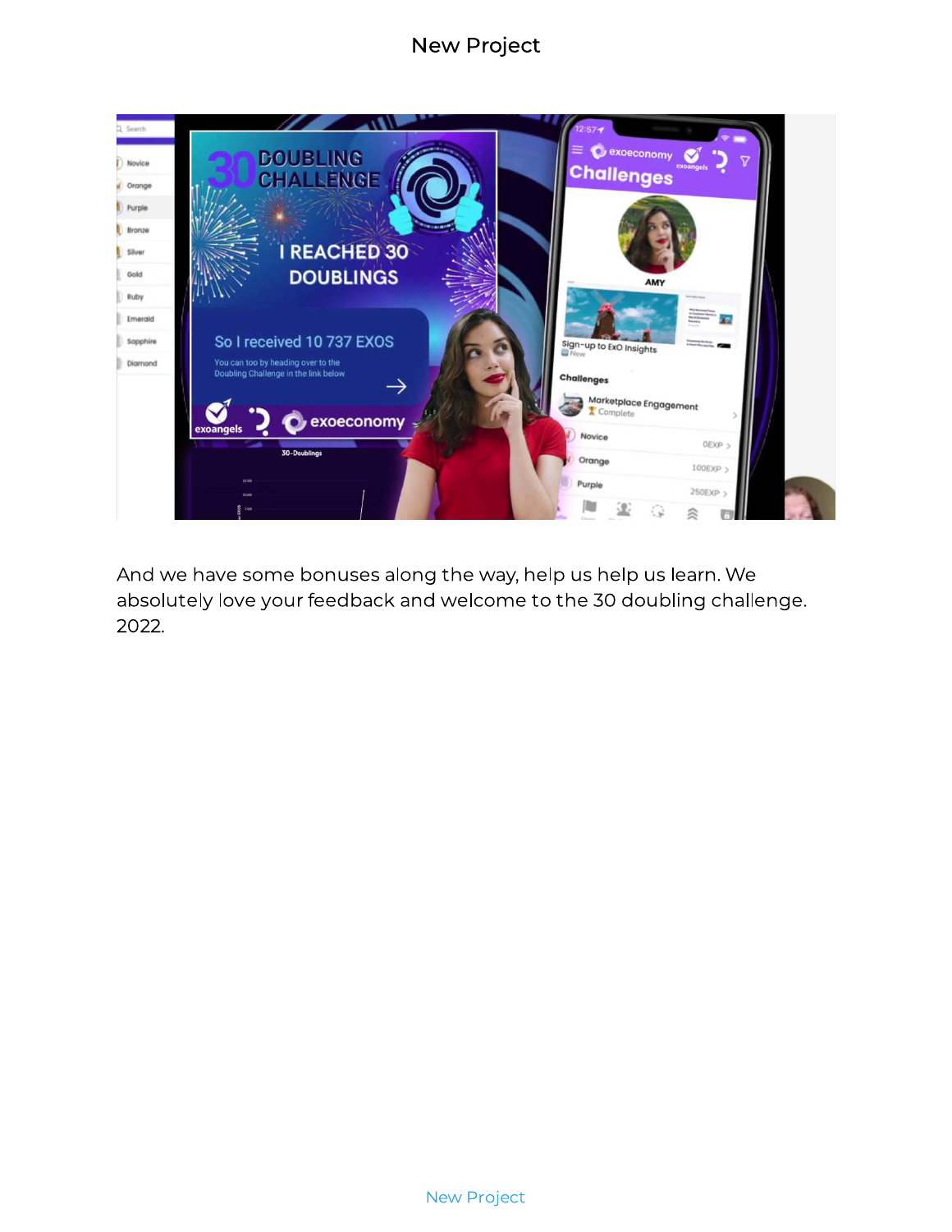And we have some bonuses along the way, help us help us learn. We absolutely love your feedback and welcome to the 30 doubling challenge. 2022.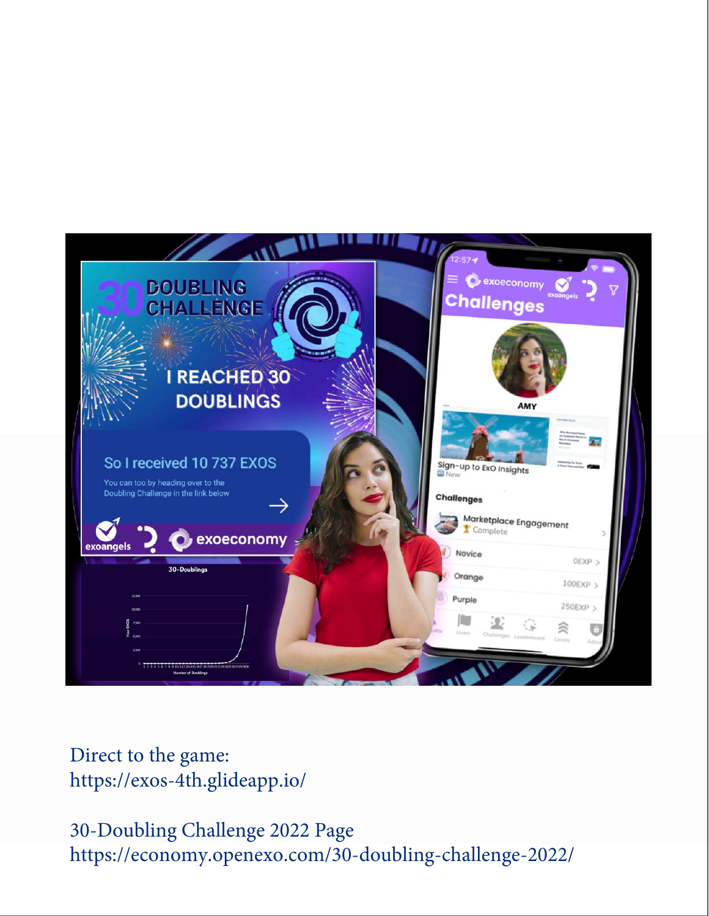Direct to the game:
https://exos-4th.glideapp.io/

30-Doubling Challenge 2022 Page
https://economy.openexo.com/30-doubling-challenge-2022/